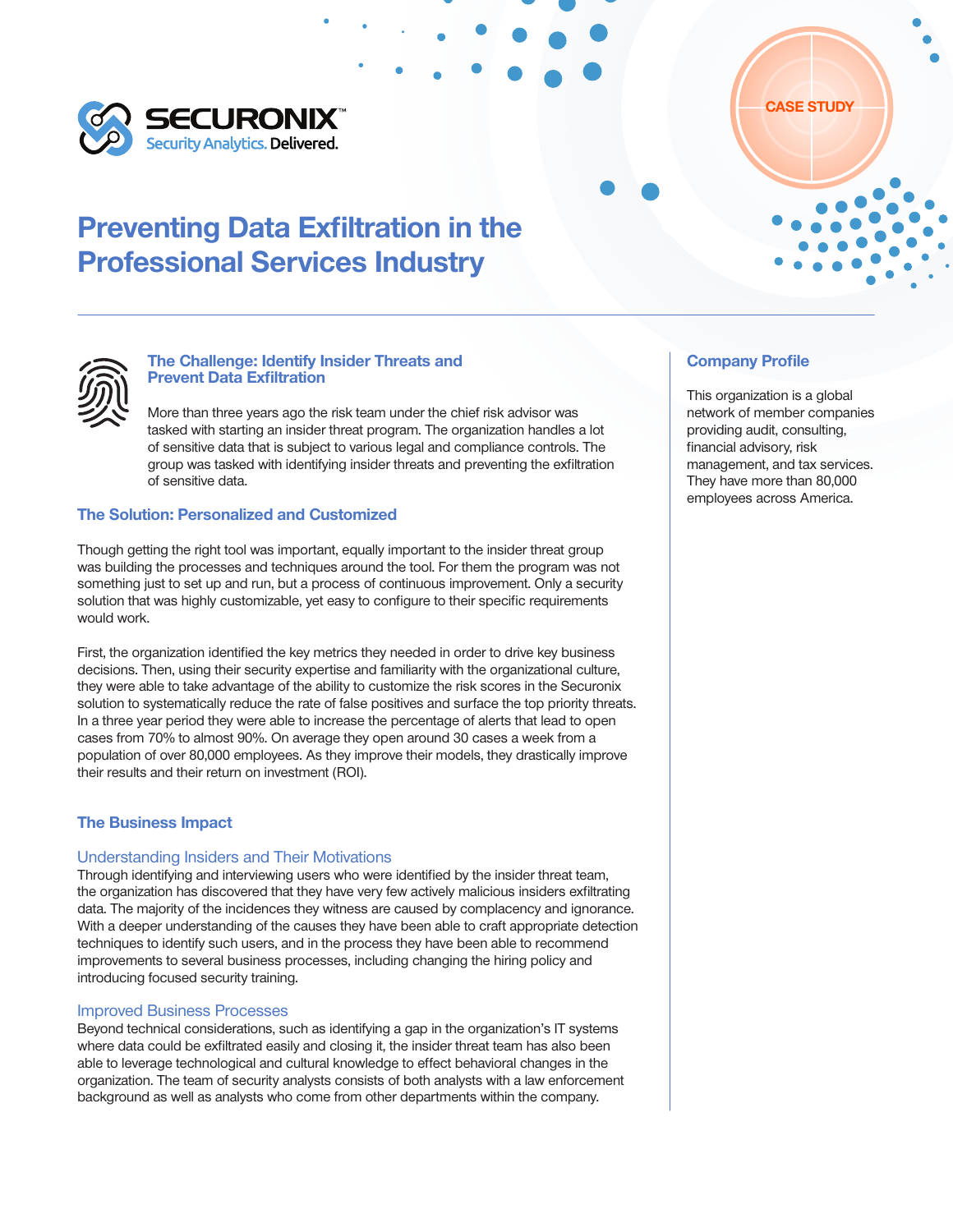SECURONIX™
Security Analytics. Delivered.

CASE STUDY

# Preventing Data Exfiltration in the Professional Services Industry

## The Challenge: Identify Insider Threats and Prevent Data Exfiltration

More than three years ago the risk team under the chief risk advisor was tasked with starting an insider threat program. The organization handles a lot of sensitive data that is subject to various legal and compliance controls. The group was tasked with identifying insider threats and preventing the exfiltration of sensitive data.

## The Solution: Personalized and Customized

Though getting the right tool was important, equally important to the insider threat group was building the processes and techniques around the tool. For them the program was not something just to set up and run, but a process of continuous improvement. Only a security solution that was highly customizable, yet easy to configure to their specific requirements would work.

First, the organization identified the key metrics they needed in order to drive key business decisions. Then, using their security expertise and familiarity with the organizational culture, they were able to take advantage of the ability to customize the risk scores in the Securonix solution to systematically reduce the rate of false positives and surface the top priority threats. In a three year period they were able to increase the percentage of alerts that lead to open cases from 70% to almost 90%. On average they open around 30 cases a week from a population of over 80,000 employees. As they improve their models, they drastically improve their results and their return on investment (ROI).

## The Business Impact

### Understanding Insiders and Their Motivations

Through identifying and interviewing users who were identified by the insider threat team, the organization has discovered that they have very few actively malicious insiders exfiltrating data. The majority of the incidences they witness are caused by complacency and ignorance. With a deeper understanding of the causes they have been able to craft appropriate detection techniques to identify such users, and in the process they have been able to recommend improvements to several business processes, including changing the hiring policy and introducing focused security training.

### Improved Business Processes

Beyond technical considerations, such as identifying a gap in the organization's IT systems where data could be exfiltrated easily and closing it, the insider threat team has also been able to leverage technological and cultural knowledge to effect behavioral changes in the organization. The team of security analysts consists of both analysts with a law enforcement background as well as analysts who come from other departments within the company.

## Company Profile

This organization is a global network of member companies providing audit, consulting, financial advisory, risk management, and tax services. They have more than 80,000 employees across America.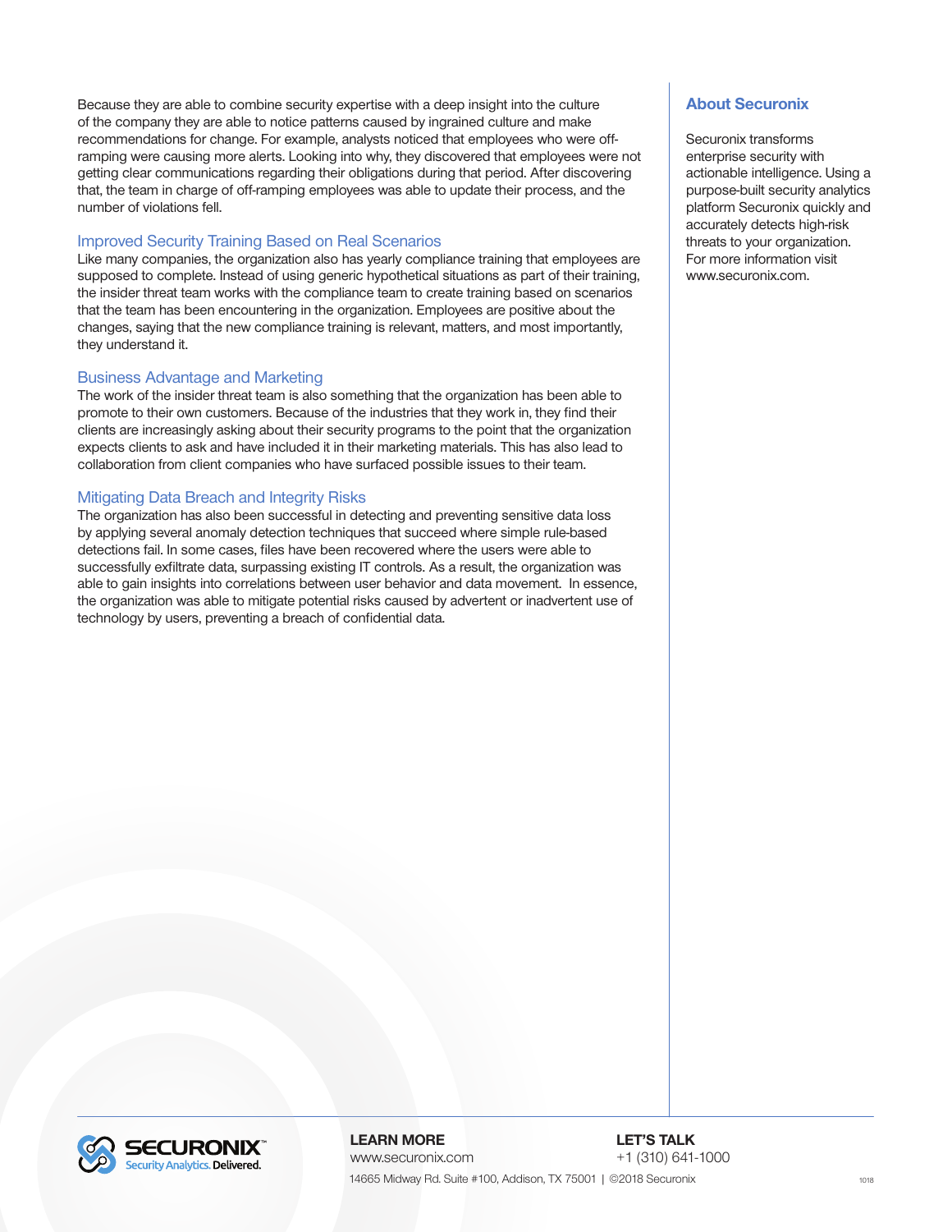Because they are able to combine security expertise with a deep insight into the culture of the company they are able to notice patterns caused by ingrained culture and make recommendations for change. For example, analysts noticed that employees who were off-ramping were causing more alerts. Looking into why, they discovered that employees were not getting clear communications regarding their obligations during that period. After discovering that, the team in charge of off-ramping employees was able to update their process, and the number of violations fell.

### Improved Security Training Based on Real Scenarios

Like many companies, the organization also has yearly compliance training that employees are supposed to complete. Instead of using generic hypothetical situations as part of their training, the insider threat team works with the compliance team to create training based on scenarios that the team has been encountering in the organization. Employees are positive about the changes, saying that the new compliance training is relevant, matters, and most importantly, they understand it.

### Business Advantage and Marketing

The work of the insider threat team is also something that the organization has been able to promote to their own customers. Because of the industries that they work in, they find their clients are increasingly asking about their security programs to the point that the organization expects clients to ask and have included it in their marketing materials. This has also lead to collaboration from client companies who have surfaced possible issues to their team.

### Mitigating Data Breach and Integrity Risks

The organization has also been successful in detecting and preventing sensitive data loss by applying several anomaly detection techniques that succeed where simple rule-based detections fail. In some cases, files have been recovered where the users were able to successfully exfiltrate data, surpassing existing IT controls. As a result, the organization was able to gain insights into correlations between user behavior and data movement. In essence, the organization was able to mitigate potential risks caused by advertent or inadvertent use of technology by users, preventing a breach of confidential data.

### About Securonix

Securonix transforms enterprise security with actionable intelligence. Using a purpose-built security analytics platform Securonix quickly and accurately detects high-risk threats to your organization. For more information visit www.securonix.com.

SECURONIX™
Security Analytics. Delivered.

**LEARN MORE**
www.securonix.com

**LET'S TALK**
+1 (310) 641-1000

14665 Midway Rd. Suite #100, Addison, TX 75001 | ©2018 Securonix

1018